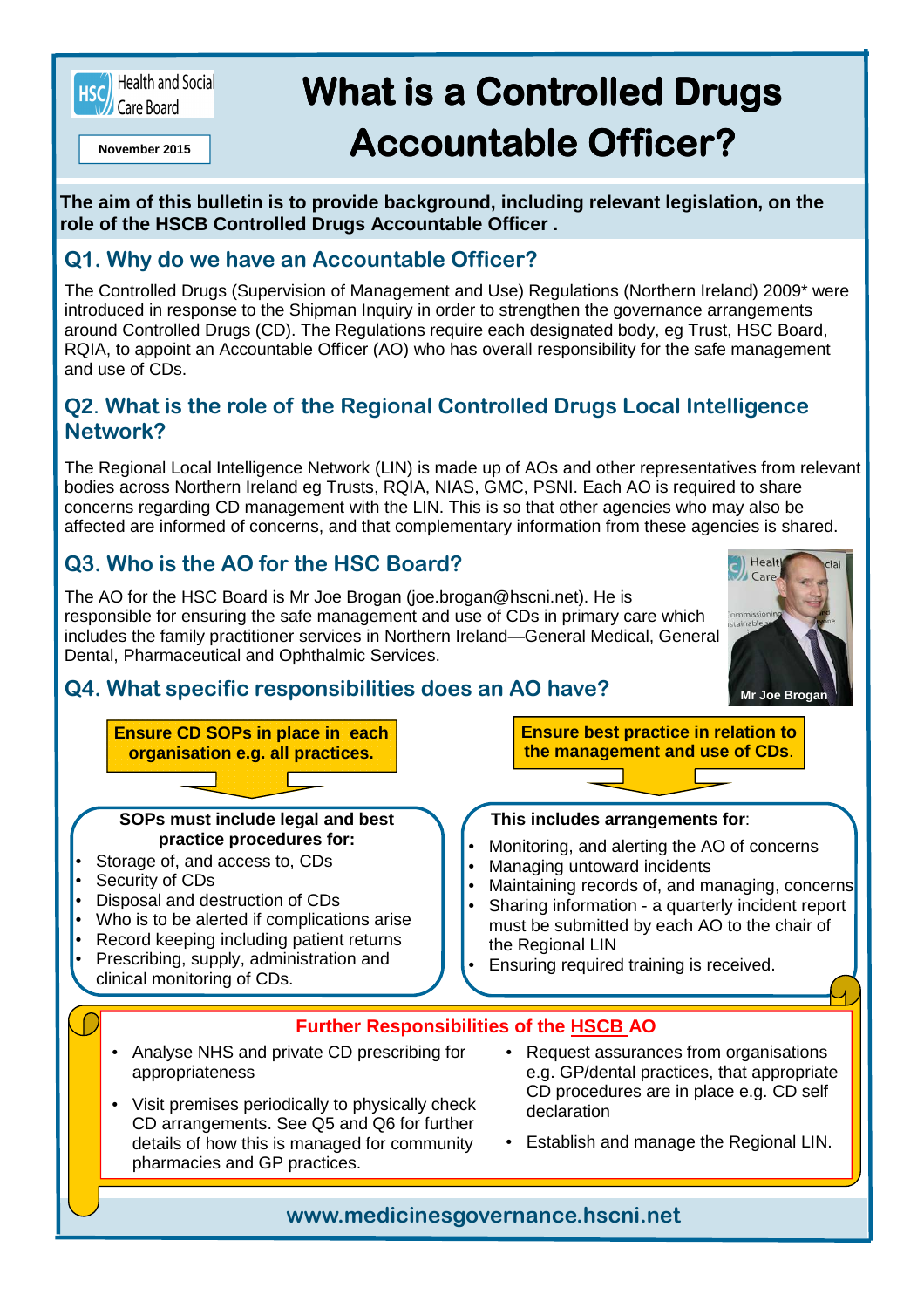Health and Social Care Board

November 2015

# What is a Controlled Drugs Accountable Officer?

**The aim of this bulletin is to provide background, including relevant legislation, on the role of the HSCB Controlled Drugs Accountable Officer .**

## Q1. Why do we have an Accountable Officer?

The Controlled Drugs (Supervision of Management and Use) Regulations (Northern Ireland) 2009* were introduced in response to the Shipman Inquiry in order to strengthen the governance arrangements around Controlled Drugs (CD). The Regulations require each designated body, eg Trust, HSC Board, RQIA, to appoint an Accountable Officer (AO) who has overall responsibility for the safe management and use of CDs.

## Q2. What is the role of the Regional Controlled Drugs Local Intelligence Network?

The Regional Local Intelligence Network (LIN) is made up of AOs and other representatives from relevant bodies across Northern Ireland eg Trusts, RQIA, NIAS, GMC, PSNI. Each AO is required to share concerns regarding CD management with the LIN. This is so that other agencies who may also be affected are informed of concerns, and that complementary information from these agencies is shared.

## Q3. Who is the AO for the HSC Board?

The AO for the HSC Board is Mr Joe Brogan (joe.brogan@hscni.net). He is responsible for ensuring the safe management and use of CDs in primary care which includes the family practitioner services in Northern Ireland—General Medical, General Dental, Pharmaceutical and Ophthalmic Services.

Mr Joe Brogan

## Q4. What specific responsibilities does an AO have?

**Ensure CD SOPs in place in each organisation e.g. all practices.**

**SOPs must include legal and best practice procedures for:**

- Storage of, and access to, CDs
- Security of CDs
- Disposal and destruction of CDs
- Who is to be alerted if complications arise
- Record keeping including patient returns
- Prescribing, supply, administration and clinical monitoring of CDs.

**Ensure best practice in relation to the management and use of CDs.**

**This includes arrangements for**:

- Monitoring, and alerting the AO of concerns
- Managing untoward incidents
- Maintaining records of, and managing, concerns
- Sharing information - a quarterly incident report must be submitted by each AO to the chair of the Regional LIN
- Ensuring required training is received.

### Further Responsibilities of the HSCB AO

- Analyse NHS and private CD prescribing for appropriateness
- Visit premises periodically to physically check CD arrangements. See Q5 and Q6 for further details of how this is managed for community pharmacies and GP practices.
- Request assurances from organisations e.g. GP/dental practices, that appropriate CD procedures are in place e.g. CD self declaration
- Establish and manage the Regional LIN.

**www.medicinesgovernance.hscni.net**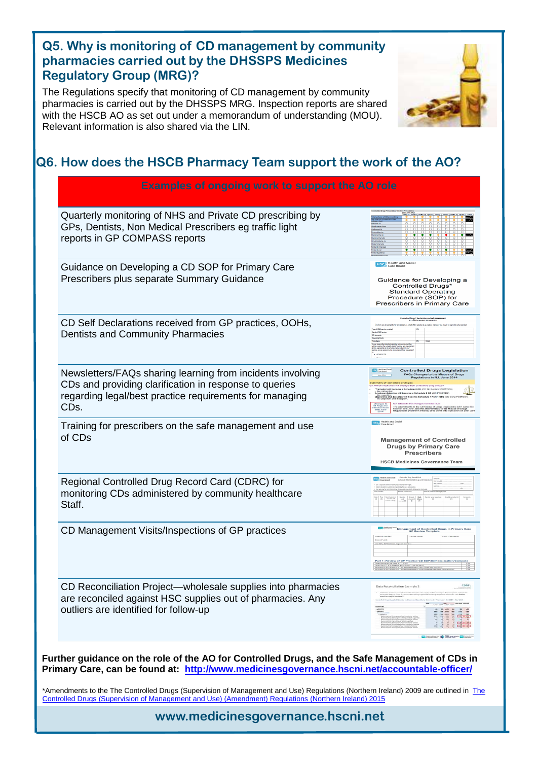## Q5. Why is monitoring of CD management by community pharmacies carried out by the DHSSPS Medicines Regulatory Group (MRG)?

The Regulations specify that monitoring of CD management by community pharmacies is carried out by the DHSSPS MRG. Inspection reports are shared with the HSCB AO as set out under a memorandum of understanding (MOU). Relevant information is also shared via the LIN.

## Q6. How does the HSCB Pharmacy Team support the work of the AO?

**Examples of ongoing work to support the AO role**

- Quarterly monitoring of NHS and Private CD prescribing by GPs, Dentists, Non Medical Prescribers eg traffic light reports in GP COMPASS reports
- Guidance on Developing a CD SOP for Primary Care Prescribers plus separate Summary Guidance
- CD Self Declarations received from GP practices, OOHs, Dentists and Community Pharmacies
- Newsletters/FAQs sharing learning from incidents involving CDs and providing clarification in response to queries regarding legal/best practice requirements for managing CDs.
- Training for prescribers on the safe management and use of CDs
- Regional Controlled Drug Record Card (CDRC) for monitoring CDs administered by community healthcare Staff.
- CD Management Visits/Inspections of GP practices
- CD Reconciliation Project—wholesale supplies into pharmacies are reconciled against HSC supplies out of pharmacies. Any outliers are identified for follow-up

**Further guidance on the role of the AO for Controlled Drugs, and the Safe Management of CDs in Primary Care, can be found at: http://www.medicinesgovernance.hscni.net/accountable-officer/**

*Amendments to the The Controlled Drugs (Supervision of Management and Use) Regulations (Northern Ireland) 2009 are outlined in The Controlled Drugs (Supervision of Management and Use) (Amendment) Regulations (Northern Ireland) 2015

**www.medicinesgovernance.hscni.net**